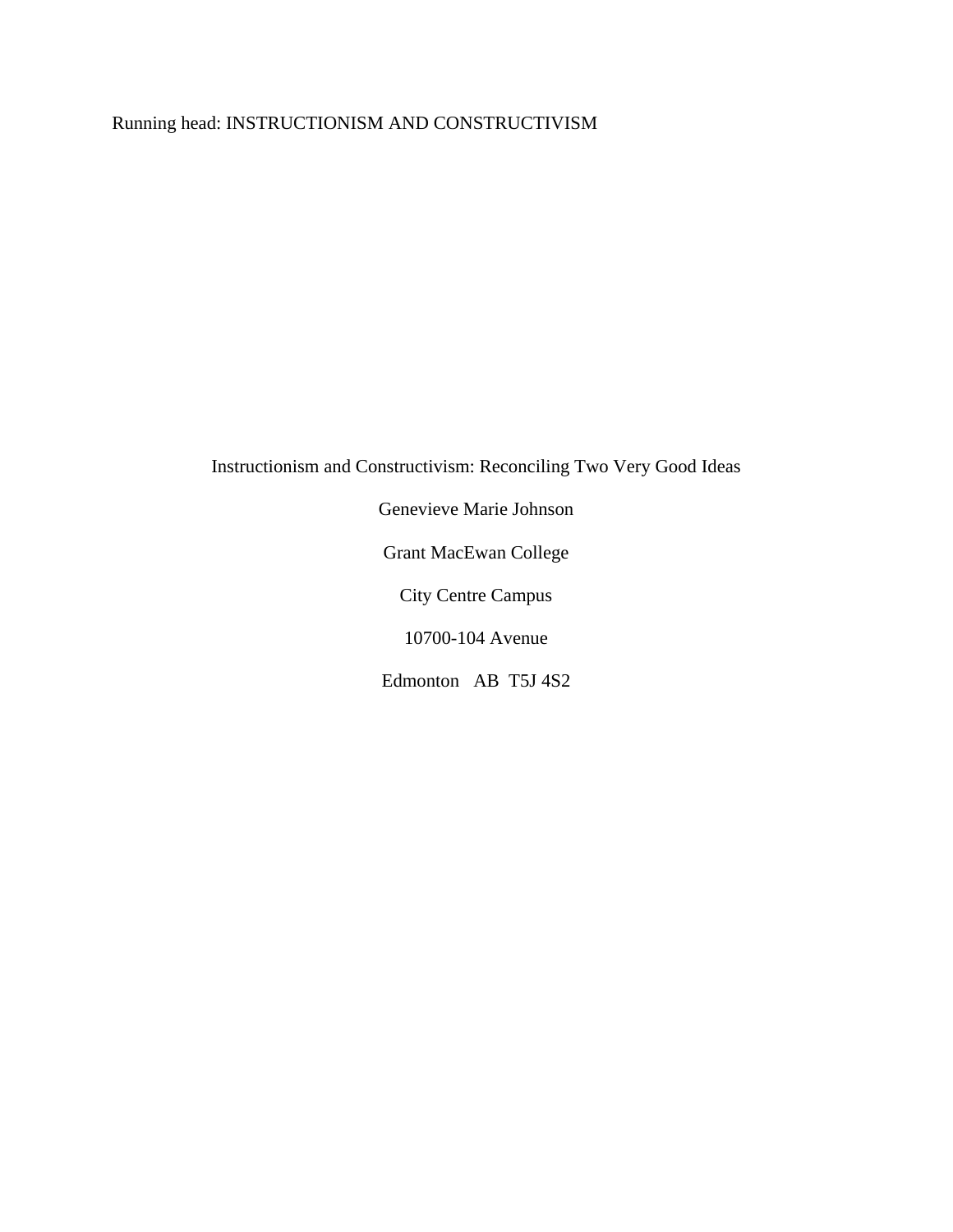Running head: INSTRUCTIONISM AND CONSTRUCTIVISM

# Instructionism and Constructivism: Reconciling Two Very Good Ideas

Genevieve Marie Johnson

Grant MacEwan College

City Centre Campus

10700-104 Avenue

Edmonton AB T5J 4S2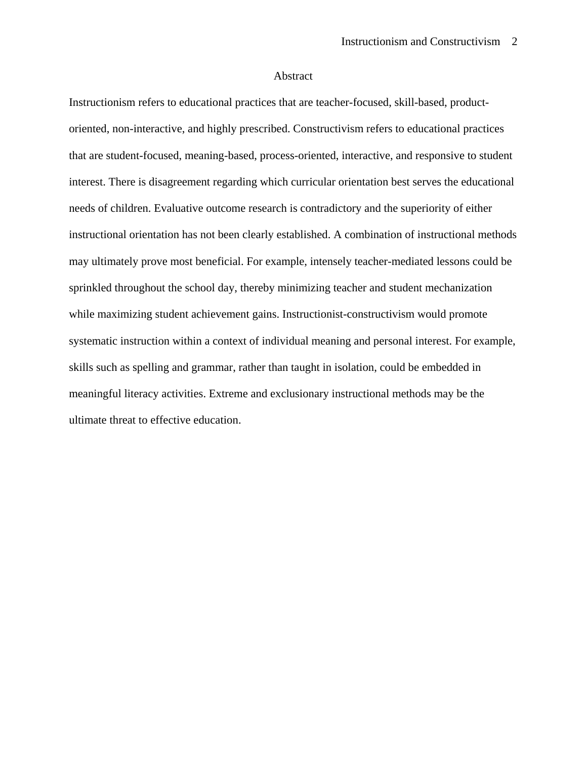# Abstract

Instructionism refers to educational practices that are teacher-focused, skill-based, product-oriented, non-interactive, and highly prescribed. Constructivism refers to educational practices that are student-focused, meaning-based, process-oriented, interactive, and responsive to student interest. There is disagreement regarding which curricular orientation best serves the educational needs of children. Evaluative outcome research is contradictory and the superiority of either instructional orientation has not been clearly established. A combination of instructional methods may ultimately prove most beneficial. For example, intensely teacher-mediated lessons could be sprinkled throughout the school day, thereby minimizing teacher and student mechanization while maximizing student achievement gains. Instructionist-constructivism would promote systematic instruction within a context of individual meaning and personal interest. For example, skills such as spelling and grammar, rather than taught in isolation, could be embedded in meaningful literacy activities. Extreme and exclusionary instructional methods may be the ultimate threat to effective education.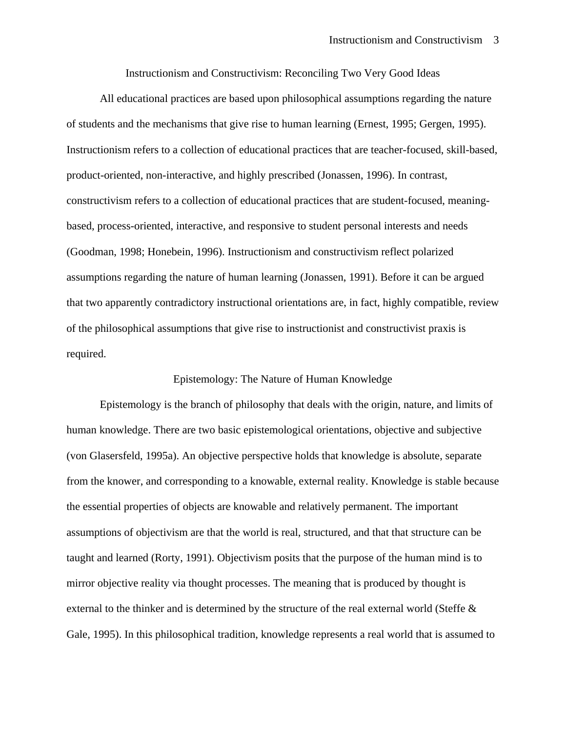# Instructionism and Constructivism: Reconciling Two Very Good Ideas

All educational practices are based upon philosophical assumptions regarding the nature of students and the mechanisms that give rise to human learning (Ernest, 1995; Gergen, 1995). Instructionism refers to a collection of educational practices that are teacher-focused, skill-based, product-oriented, non-interactive, and highly prescribed (Jonassen, 1996). In contrast, constructivism refers to a collection of educational practices that are student-focused, meaning-based, process-oriented, interactive, and responsive to student personal interests and needs (Goodman, 1998; Honebein, 1996). Instructionism and constructivism reflect polarized assumptions regarding the nature of human learning (Jonassen, 1991). Before it can be argued that two apparently contradictory instructional orientations are, in fact, highly compatible, review of the philosophical assumptions that give rise to instructionist and constructivist praxis is required.

## Epistemology: The Nature of Human Knowledge

Epistemology is the branch of philosophy that deals with the origin, nature, and limits of human knowledge. There are two basic epistemological orientations, objective and subjective (von Glasersfeld, 1995a). An objective perspective holds that knowledge is absolute, separate from the knower, and corresponding to a knowable, external reality. Knowledge is stable because the essential properties of objects are knowable and relatively permanent. The important assumptions of objectivism are that the world is real, structured, and that that structure can be taught and learned (Rorty, 1991). Objectivism posits that the purpose of the human mind is to mirror objective reality via thought processes. The meaning that is produced by thought is external to the thinker and is determined by the structure of the real external world (Steffe & Gale, 1995). In this philosophical tradition, knowledge represents a real world that is assumed to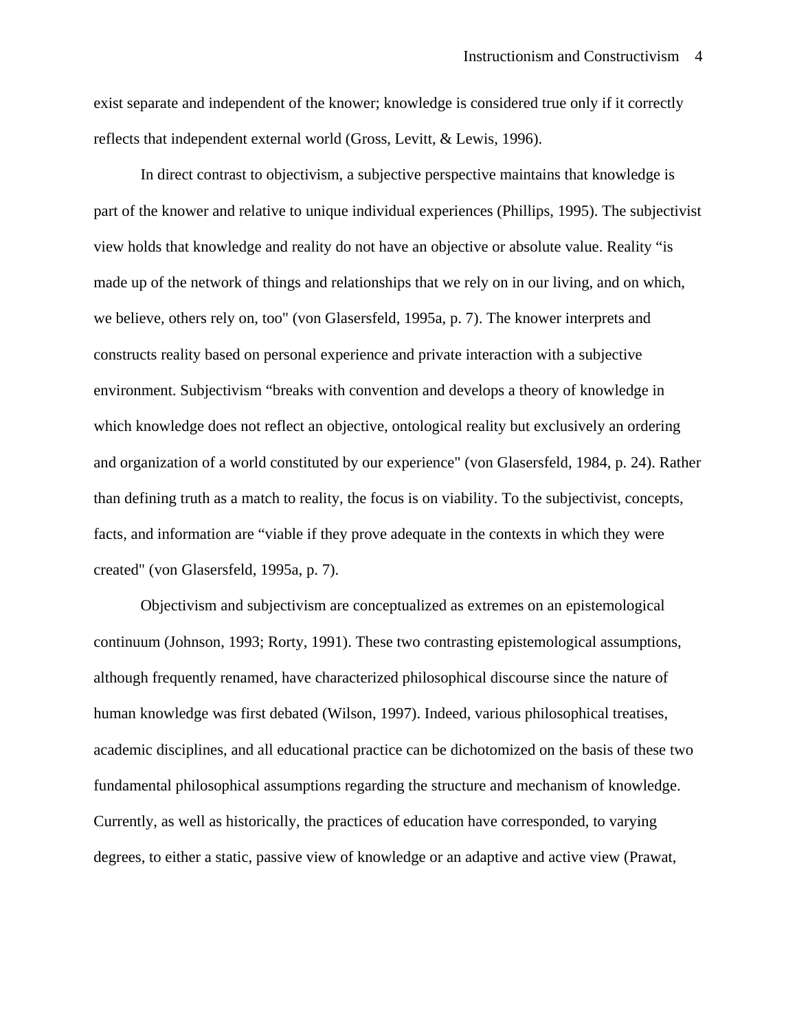exist separate and independent of the knower; knowledge is considered true only if it correctly reflects that independent external world (Gross, Levitt, & Lewis, 1996).

In direct contrast to objectivism, a subjective perspective maintains that knowledge is part of the knower and relative to unique individual experiences (Phillips, 1995). The subjectivist view holds that knowledge and reality do not have an objective or absolute value. Reality "is made up of the network of things and relationships that we rely on in our living, and on which, we believe, others rely on, too" (von Glasersfeld, 1995a, p. 7). The knower interprets and constructs reality based on personal experience and private interaction with a subjective environment. Subjectivism "breaks with convention and develops a theory of knowledge in which knowledge does not reflect an objective, ontological reality but exclusively an ordering and organization of a world constituted by our experience" (von Glasersfeld, 1984, p. 24). Rather than defining truth as a match to reality, the focus is on viability. To the subjectivist, concepts, facts, and information are "viable if they prove adequate in the contexts in which they were created" (von Glasersfeld, 1995a, p. 7).

Objectivism and subjectivism are conceptualized as extremes on an epistemological continuum (Johnson, 1993; Rorty, 1991). These two contrasting epistemological assumptions, although frequently renamed, have characterized philosophical discourse since the nature of human knowledge was first debated (Wilson, 1997). Indeed, various philosophical treatises, academic disciplines, and all educational practice can be dichotomized on the basis of these two fundamental philosophical assumptions regarding the structure and mechanism of knowledge. Currently, as well as historically, the practices of education have corresponded, to varying degrees, to either a static, passive view of knowledge or an adaptive and active view (Prawat,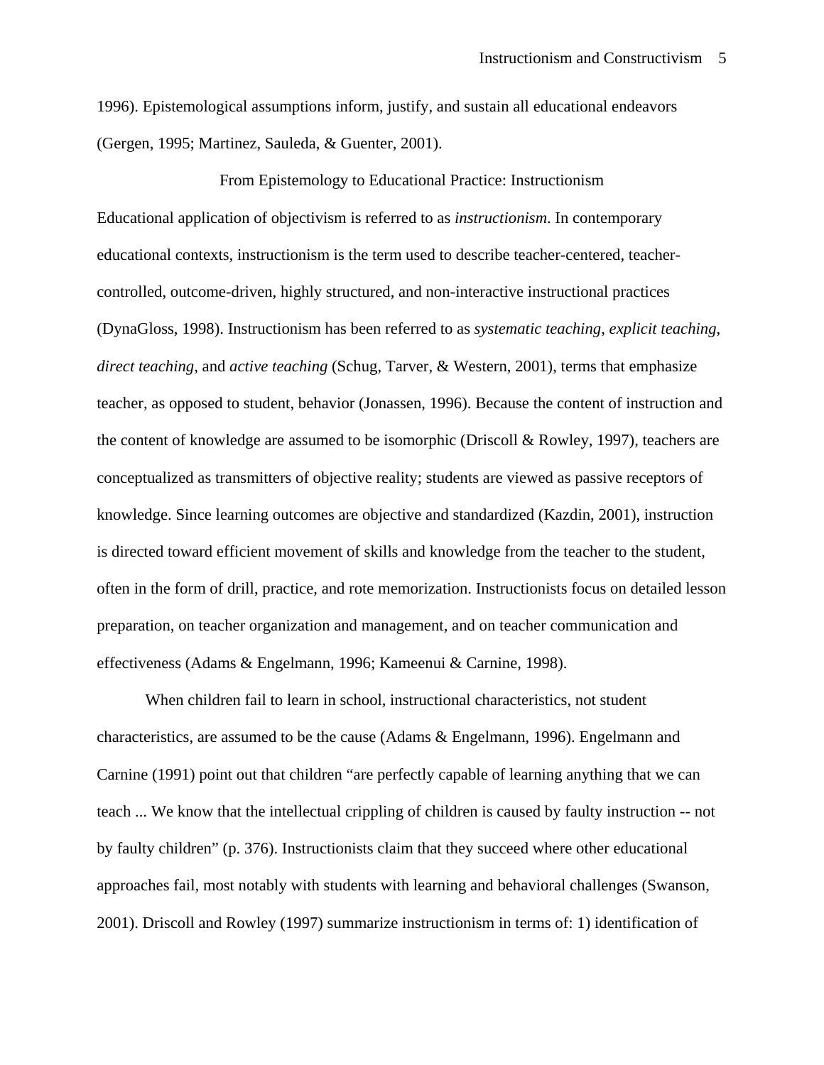1996). Epistemological assumptions inform, justify, and sustain all educational endeavors (Gergen, 1995; Martinez, Sauleda, & Guenter, 2001).

## From Epistemology to Educational Practice: Instructionism

Educational application of objectivism is referred to as *instructionism*. In contemporary educational contexts, instructionism is the term used to describe teacher-centered, teacher-controlled, outcome-driven, highly structured, and non-interactive instructional practices (DynaGloss, 1998). Instructionism has been referred to as *systematic teaching*, *explicit teaching*, *direct teaching*, and *active teaching* (Schug, Tarver, & Western, 2001), terms that emphasize teacher, as opposed to student, behavior (Jonassen, 1996). Because the content of instruction and the content of knowledge are assumed to be isomorphic (Driscoll & Rowley, 1997), teachers are conceptualized as transmitters of objective reality; students are viewed as passive receptors of knowledge. Since learning outcomes are objective and standardized (Kazdin, 2001), instruction is directed toward efficient movement of skills and knowledge from the teacher to the student, often in the form of drill, practice, and rote memorization. Instructionists focus on detailed lesson preparation, on teacher organization and management, and on teacher communication and effectiveness (Adams & Engelmann, 1996; Kameenui & Carnine, 1998).

When children fail to learn in school, instructional characteristics, not student characteristics, are assumed to be the cause (Adams & Engelmann, 1996). Engelmann and Carnine (1991) point out that children “are perfectly capable of learning anything that we can teach ... We know that the intellectual crippling of children is caused by faulty instruction -- not by faulty children” (p. 376). Instructionists claim that they succeed where other educational approaches fail, most notably with students with learning and behavioral challenges (Swanson, 2001). Driscoll and Rowley (1997) summarize instructionism in terms of: 1) identification of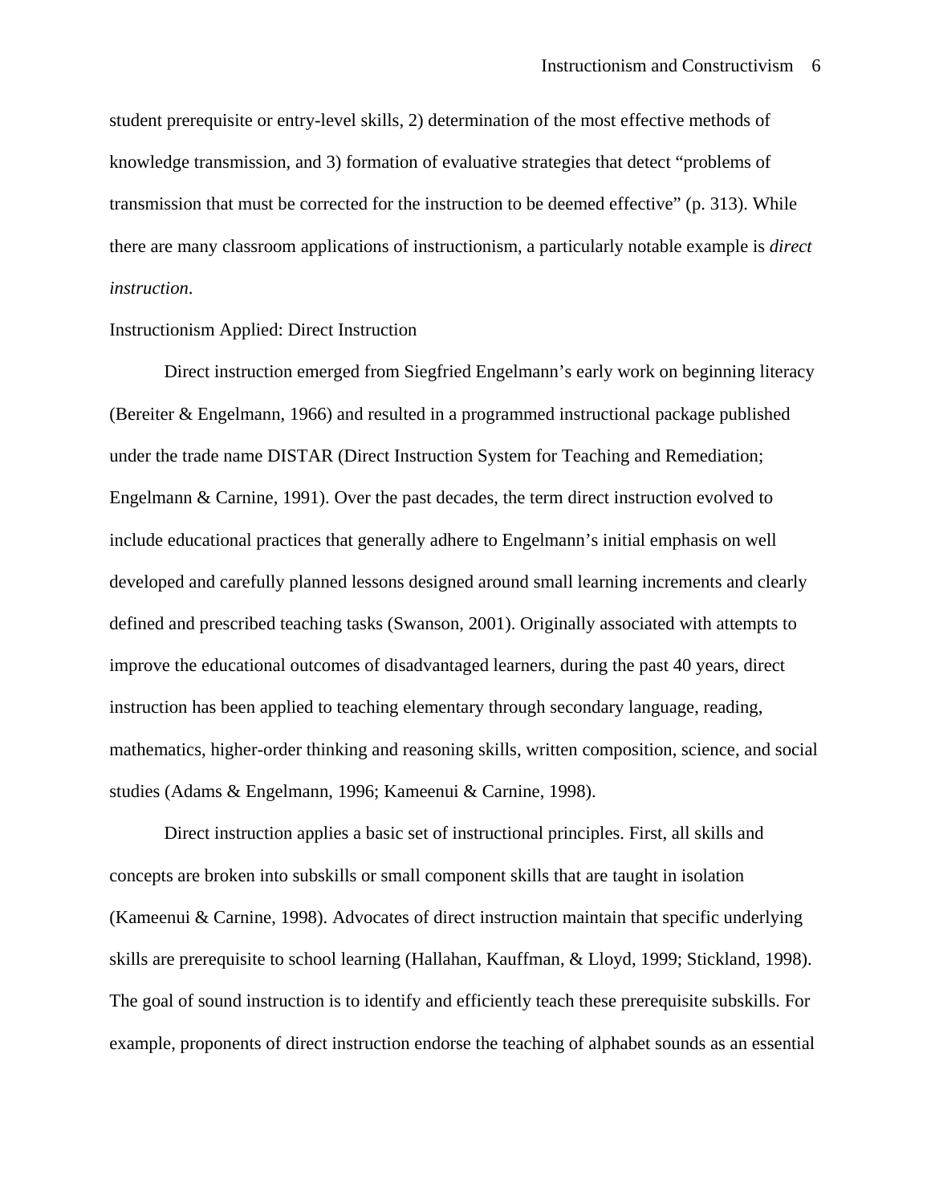student prerequisite or entry-level skills, 2) determination of the most effective methods of knowledge transmission, and 3) formation of evaluative strategies that detect "problems of transmission that must be corrected for the instruction to be deemed effective" (p. 313). While there are many classroom applications of instructionism, a particularly notable example is *direct instruction*.

## Instructionism Applied: Direct Instruction

Direct instruction emerged from Siegfried Engelmann's early work on beginning literacy (Bereiter & Engelmann, 1966) and resulted in a programmed instructional package published under the trade name DISTAR (Direct Instruction System for Teaching and Remediation; Engelmann & Carnine, 1991). Over the past decades, the term direct instruction evolved to include educational practices that generally adhere to Engelmann's initial emphasis on well developed and carefully planned lessons designed around small learning increments and clearly defined and prescribed teaching tasks (Swanson, 2001). Originally associated with attempts to improve the educational outcomes of disadvantaged learners, during the past 40 years, direct instruction has been applied to teaching elementary through secondary language, reading, mathematics, higher-order thinking and reasoning skills, written composition, science, and social studies (Adams & Engelmann, 1996; Kameenui & Carnine, 1998).

Direct instruction applies a basic set of instructional principles. First, all skills and concepts are broken into subskills or small component skills that are taught in isolation (Kameenui & Carnine, 1998). Advocates of direct instruction maintain that specific underlying skills are prerequisite to school learning (Hallahan, Kauffman, & Lloyd, 1999; Stickland, 1998). The goal of sound instruction is to identify and efficiently teach these prerequisite subskills. For example, proponents of direct instruction endorse the teaching of alphabet sounds as an essential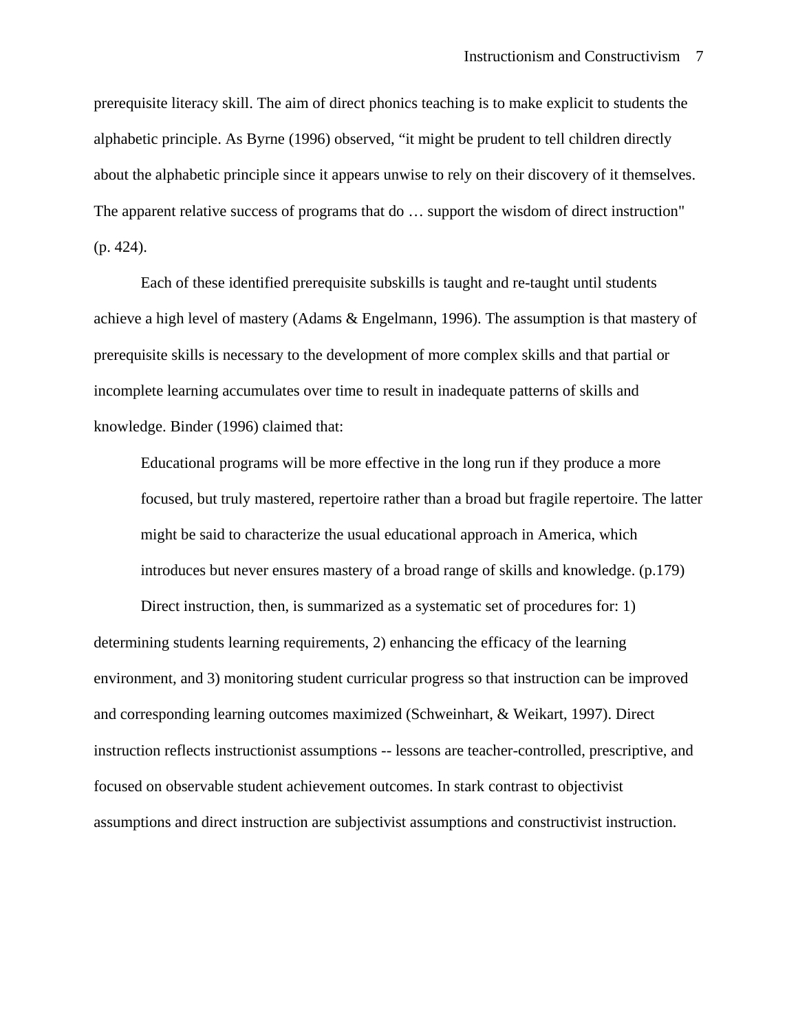prerequisite literacy skill. The aim of direct phonics teaching is to make explicit to students the alphabetic principle. As Byrne (1996) observed, “it might be prudent to tell children directly about the alphabetic principle since it appears unwise to rely on their discovery of it themselves. The apparent relative success of programs that do … support the wisdom of direct instruction" (p. 424).

Each of these identified prerequisite subskills is taught and re-taught until students achieve a high level of mastery (Adams & Engelmann, 1996). The assumption is that mastery of prerequisite skills is necessary to the development of more complex skills and that partial or incomplete learning accumulates over time to result in inadequate patterns of skills and knowledge. Binder (1996) claimed that:

> Educational programs will be more effective in the long run if they produce a more focused, but truly mastered, repertoire rather than a broad but fragile repertoire. The latter might be said to characterize the usual educational approach in America, which introduces but never ensures mastery of a broad range of skills and knowledge. (p.179)

Direct instruction, then, is summarized as a systematic set of procedures for: 1) determining students learning requirements, 2) enhancing the efficacy of the learning environment, and 3) monitoring student curricular progress so that instruction can be improved and corresponding learning outcomes maximized (Schweinhart, & Weikart, 1997). Direct instruction reflects instructionist assumptions -- lessons are teacher-controlled, prescriptive, and focused on observable student achievement outcomes. In stark contrast to objectivist assumptions and direct instruction are subjectivist assumptions and constructivist instruction.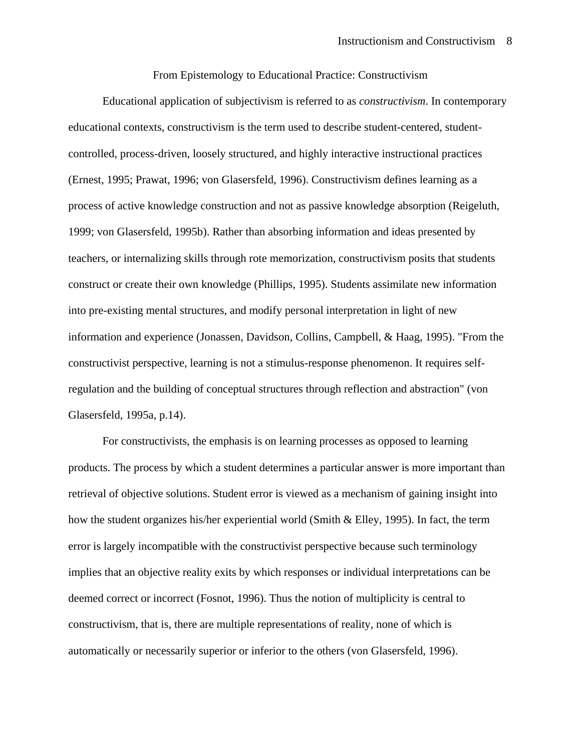## From Epistemology to Educational Practice: Constructivism

Educational application of subjectivism is referred to as *constructivism*. In contemporary educational contexts, constructivism is the term used to describe student-centered, student-controlled, process-driven, loosely structured, and highly interactive instructional practices (Ernest, 1995; Prawat, 1996; von Glasersfeld, 1996). Constructivism defines learning as a process of active knowledge construction and not as passive knowledge absorption (Reigeluth, 1999; von Glasersfeld, 1995b). Rather than absorbing information and ideas presented by teachers, or internalizing skills through rote memorization, constructivism posits that students construct or create their own knowledge (Phillips, 1995). Students assimilate new information into pre-existing mental structures, and modify personal interpretation in light of new information and experience (Jonassen, Davidson, Collins, Campbell, & Haag, 1995). "From the constructivist perspective, learning is not a stimulus-response phenomenon. It requires self-regulation and the building of conceptual structures through reflection and abstraction" (von Glasersfeld, 1995a, p.14).

For constructivists, the emphasis is on learning processes as opposed to learning products. The process by which a student determines a particular answer is more important than retrieval of objective solutions. Student error is viewed as a mechanism of gaining insight into how the student organizes his/her experiential world (Smith & Elley, 1995). In fact, the term error is largely incompatible with the constructivist perspective because such terminology implies that an objective reality exits by which responses or individual interpretations can be deemed correct or incorrect (Fosnot, 1996). Thus the notion of multiplicity is central to constructivism, that is, there are multiple representations of reality, none of which is automatically or necessarily superior or inferior to the others (von Glasersfeld, 1996).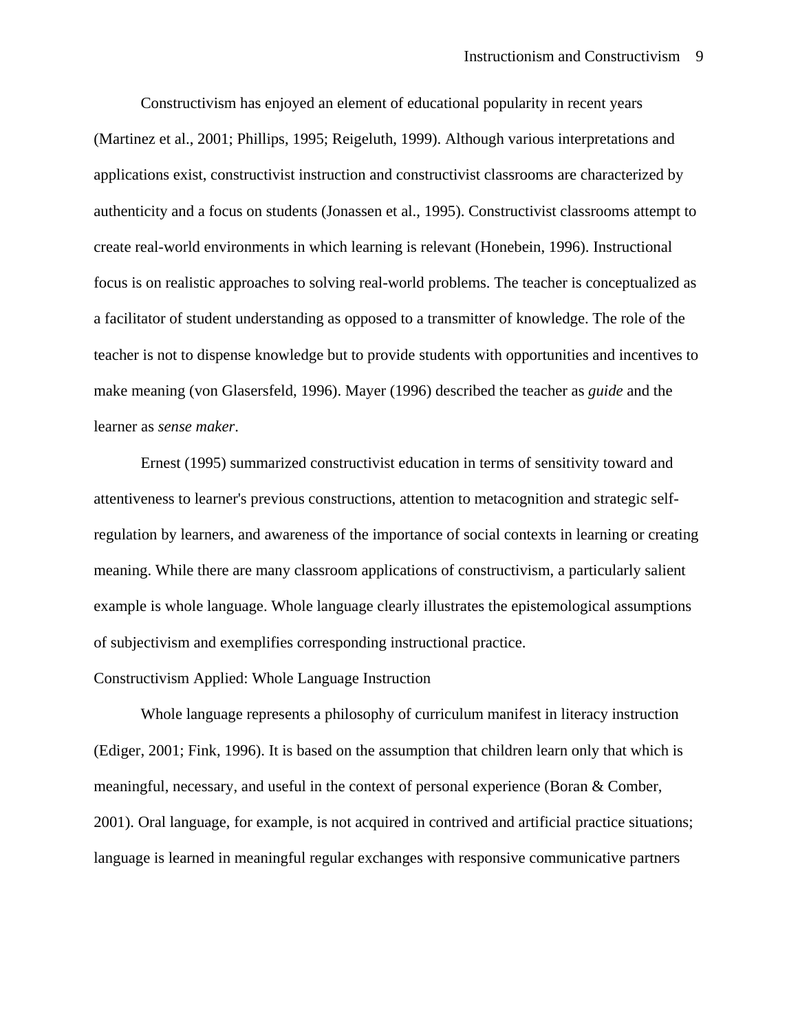Constructivism has enjoyed an element of educational popularity in recent years (Martinez et al., 2001; Phillips, 1995; Reigeluth, 1999). Although various interpretations and applications exist, constructivist instruction and constructivist classrooms are characterized by authenticity and a focus on students (Jonassen et al., 1995). Constructivist classrooms attempt to create real-world environments in which learning is relevant (Honebein, 1996). Instructional focus is on realistic approaches to solving real-world problems. The teacher is conceptualized as a facilitator of student understanding as opposed to a transmitter of knowledge. The role of the teacher is not to dispense knowledge but to provide students with opportunities and incentives to make meaning (von Glasersfeld, 1996). Mayer (1996) described the teacher as *guide* and the learner as *sense maker*.

Ernest (1995) summarized constructivist education in terms of sensitivity toward and attentiveness to learner's previous constructions, attention to metacognition and strategic self-regulation by learners, and awareness of the importance of social contexts in learning or creating meaning. While there are many classroom applications of constructivism, a particularly salient example is whole language. Whole language clearly illustrates the epistemological assumptions of subjectivism and exemplifies corresponding instructional practice.

## Constructivism Applied: Whole Language Instruction

Whole language represents a philosophy of curriculum manifest in literacy instruction (Ediger, 2001; Fink, 1996). It is based on the assumption that children learn only that which is meaningful, necessary, and useful in the context of personal experience (Boran & Comber, 2001). Oral language, for example, is not acquired in contrived and artificial practice situations; language is learned in meaningful regular exchanges with responsive communicative partners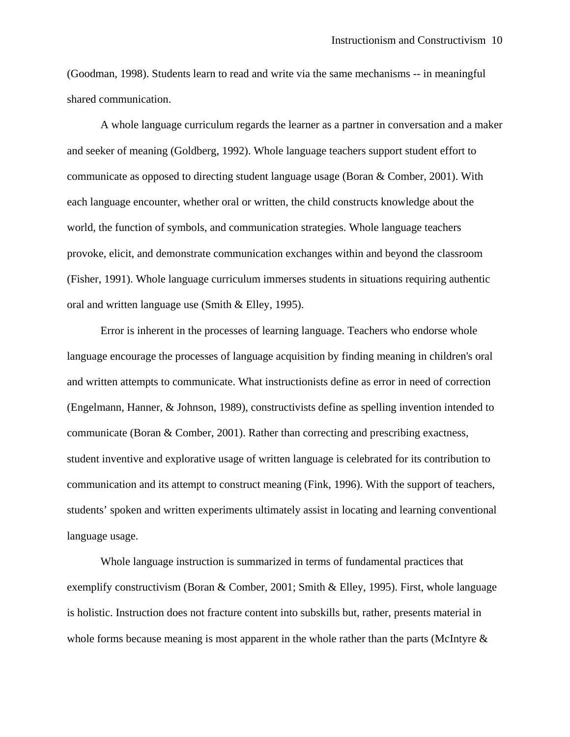(Goodman, 1998). Students learn to read and write via the same mechanisms -- in meaningful shared communication.

A whole language curriculum regards the learner as a partner in conversation and a maker and seeker of meaning (Goldberg, 1992). Whole language teachers support student effort to communicate as opposed to directing student language usage (Boran & Comber, 2001). With each language encounter, whether oral or written, the child constructs knowledge about the world, the function of symbols, and communication strategies. Whole language teachers provoke, elicit, and demonstrate communication exchanges within and beyond the classroom (Fisher, 1991). Whole language curriculum immerses students in situations requiring authentic oral and written language use (Smith & Elley, 1995).

Error is inherent in the processes of learning language. Teachers who endorse whole language encourage the processes of language acquisition by finding meaning in children's oral and written attempts to communicate. What instructionists define as error in need of correction (Engelmann, Hanner, & Johnson, 1989), constructivists define as spelling invention intended to communicate (Boran & Comber, 2001). Rather than correcting and prescribing exactness, student inventive and explorative usage of written language is celebrated for its contribution to communication and its attempt to construct meaning (Fink, 1996). With the support of teachers, students' spoken and written experiments ultimately assist in locating and learning conventional language usage.

Whole language instruction is summarized in terms of fundamental practices that exemplify constructivism (Boran & Comber, 2001; Smith & Elley, 1995). First, whole language is holistic. Instruction does not fracture content into subskills but, rather, presents material in whole forms because meaning is most apparent in the whole rather than the parts (McIntyre &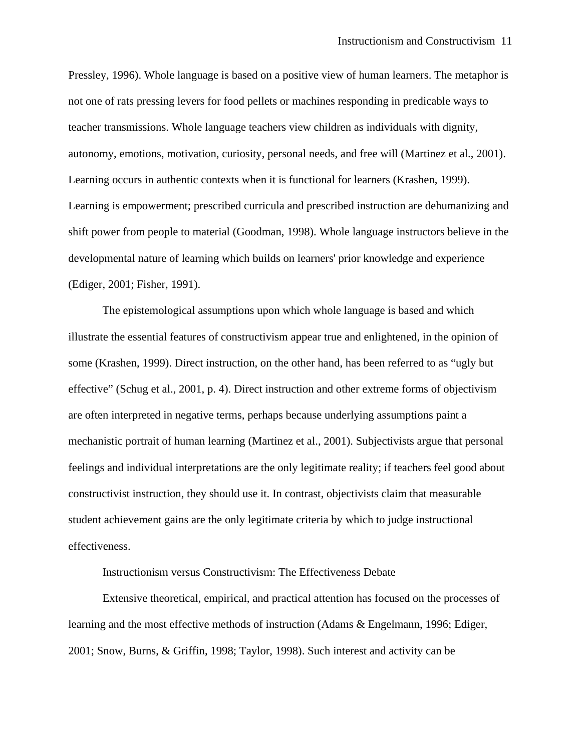Pressley, 1996). Whole language is based on a positive view of human learners. The metaphor is not one of rats pressing levers for food pellets or machines responding in predicable ways to teacher transmissions. Whole language teachers view children as individuals with dignity, autonomy, emotions, motivation, curiosity, personal needs, and free will (Martinez et al., 2001). Learning occurs in authentic contexts when it is functional for learners (Krashen, 1999). Learning is empowerment; prescribed curricula and prescribed instruction are dehumanizing and shift power from people to material (Goodman, 1998). Whole language instructors believe in the developmental nature of learning which builds on learners' prior knowledge and experience (Ediger, 2001; Fisher, 1991).

The epistemological assumptions upon which whole language is based and which illustrate the essential features of constructivism appear true and enlightened, in the opinion of some (Krashen, 1999). Direct instruction, on the other hand, has been referred to as "ugly but effective" (Schug et al., 2001, p. 4). Direct instruction and other extreme forms of objectivism are often interpreted in negative terms, perhaps because underlying assumptions paint a mechanistic portrait of human learning (Martinez et al., 2001). Subjectivists argue that personal feelings and individual interpretations are the only legitimate reality; if teachers feel good about constructivist instruction, they should use it. In contrast, objectivists claim that measurable student achievement gains are the only legitimate criteria by which to judge instructional effectiveness.

## Instructionism versus Constructivism: The Effectiveness Debate

Extensive theoretical, empirical, and practical attention has focused on the processes of learning and the most effective methods of instruction (Adams & Engelmann, 1996; Ediger, 2001; Snow, Burns, & Griffin, 1998; Taylor, 1998). Such interest and activity can be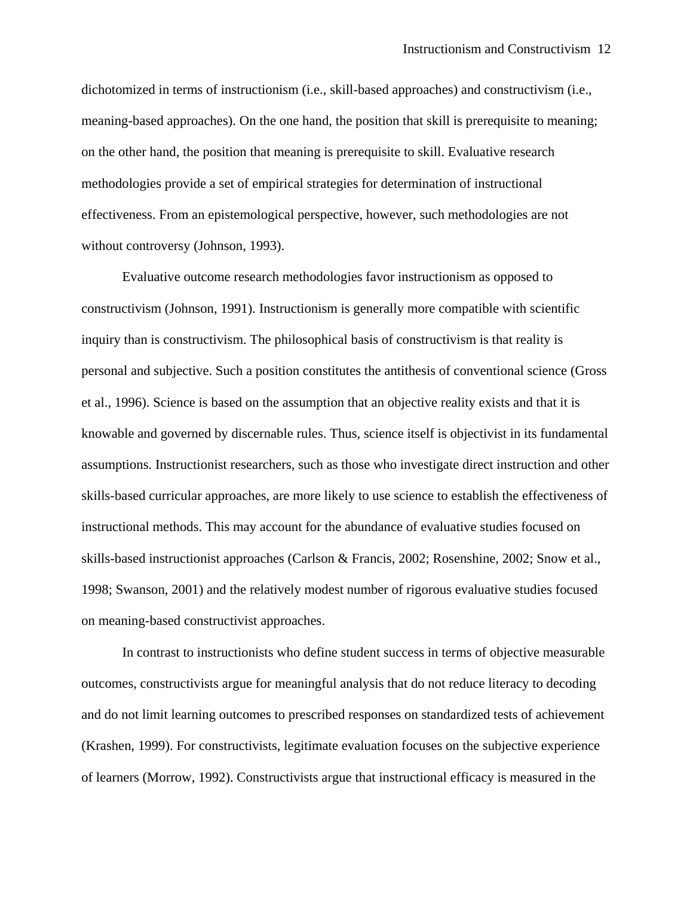dichotomized in terms of instructionism (i.e., skill-based approaches) and constructivism (i.e., meaning-based approaches). On the one hand, the position that skill is prerequisite to meaning; on the other hand, the position that meaning is prerequisite to skill. Evaluative research methodologies provide a set of empirical strategies for determination of instructional effectiveness. From an epistemological perspective, however, such methodologies are not without controversy (Johnson, 1993).

Evaluative outcome research methodologies favor instructionism as opposed to constructivism (Johnson, 1991). Instructionism is generally more compatible with scientific inquiry than is constructivism. The philosophical basis of constructivism is that reality is personal and subjective. Such a position constitutes the antithesis of conventional science (Gross et al., 1996). Science is based on the assumption that an objective reality exists and that it is knowable and governed by discernable rules. Thus, science itself is objectivist in its fundamental assumptions. Instructionist researchers, such as those who investigate direct instruction and other skills-based curricular approaches, are more likely to use science to establish the effectiveness of instructional methods. This may account for the abundance of evaluative studies focused on skills-based instructionist approaches (Carlson & Francis, 2002; Rosenshine, 2002; Snow et al., 1998; Swanson, 2001) and the relatively modest number of rigorous evaluative studies focused on meaning-based constructivist approaches.

In contrast to instructionists who define student success in terms of objective measurable outcomes, constructivists argue for meaningful analysis that do not reduce literacy to decoding and do not limit learning outcomes to prescribed responses on standardized tests of achievement (Krashen, 1999). For constructivists, legitimate evaluation focuses on the subjective experience of learners (Morrow, 1992). Constructivists argue that instructional efficacy is measured in the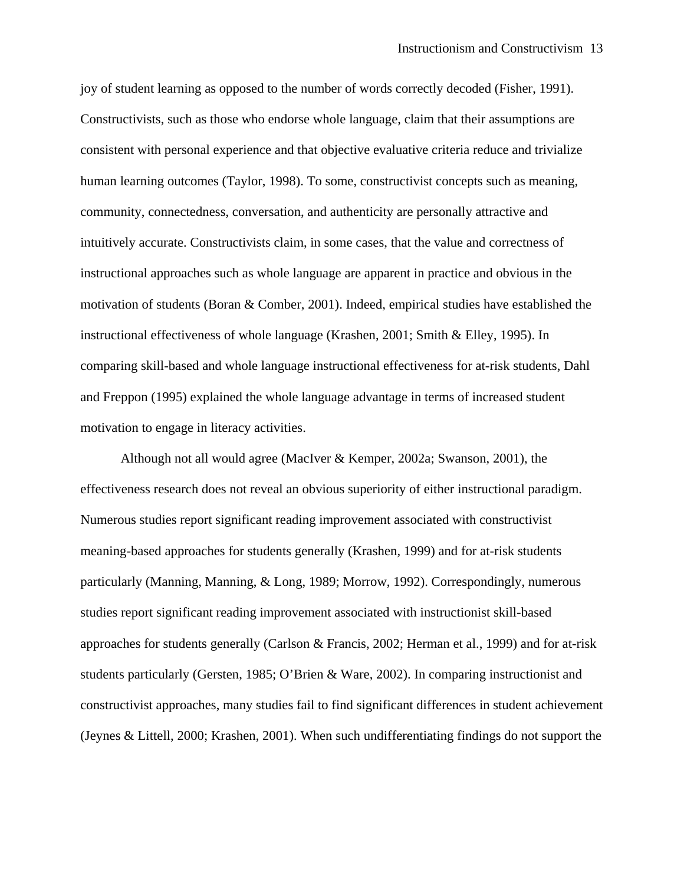joy of student learning as opposed to the number of words correctly decoded (Fisher, 1991). Constructivists, such as those who endorse whole language, claim that their assumptions are consistent with personal experience and that objective evaluative criteria reduce and trivialize human learning outcomes (Taylor, 1998). To some, constructivist concepts such as meaning, community, connectedness, conversation, and authenticity are personally attractive and intuitively accurate. Constructivists claim, in some cases, that the value and correctness of instructional approaches such as whole language are apparent in practice and obvious in the motivation of students (Boran & Comber, 2001). Indeed, empirical studies have established the instructional effectiveness of whole language (Krashen, 2001; Smith & Elley, 1995). In comparing skill-based and whole language instructional effectiveness for at-risk students, Dahl and Freppon (1995) explained the whole language advantage in terms of increased student motivation to engage in literacy activities.

Although not all would agree (MacIver & Kemper, 2002a; Swanson, 2001), the effectiveness research does not reveal an obvious superiority of either instructional paradigm. Numerous studies report significant reading improvement associated with constructivist meaning-based approaches for students generally (Krashen, 1999) and for at-risk students particularly (Manning, Manning, & Long, 1989; Morrow, 1992). Correspondingly, numerous studies report significant reading improvement associated with instructionist skill-based approaches for students generally (Carlson & Francis, 2002; Herman et al., 1999) and for at-risk students particularly (Gersten, 1985; O'Brien & Ware, 2002). In comparing instructionist and constructivist approaches, many studies fail to find significant differences in student achievement (Jeynes & Littell, 2000; Krashen, 2001). When such undifferentiating findings do not support the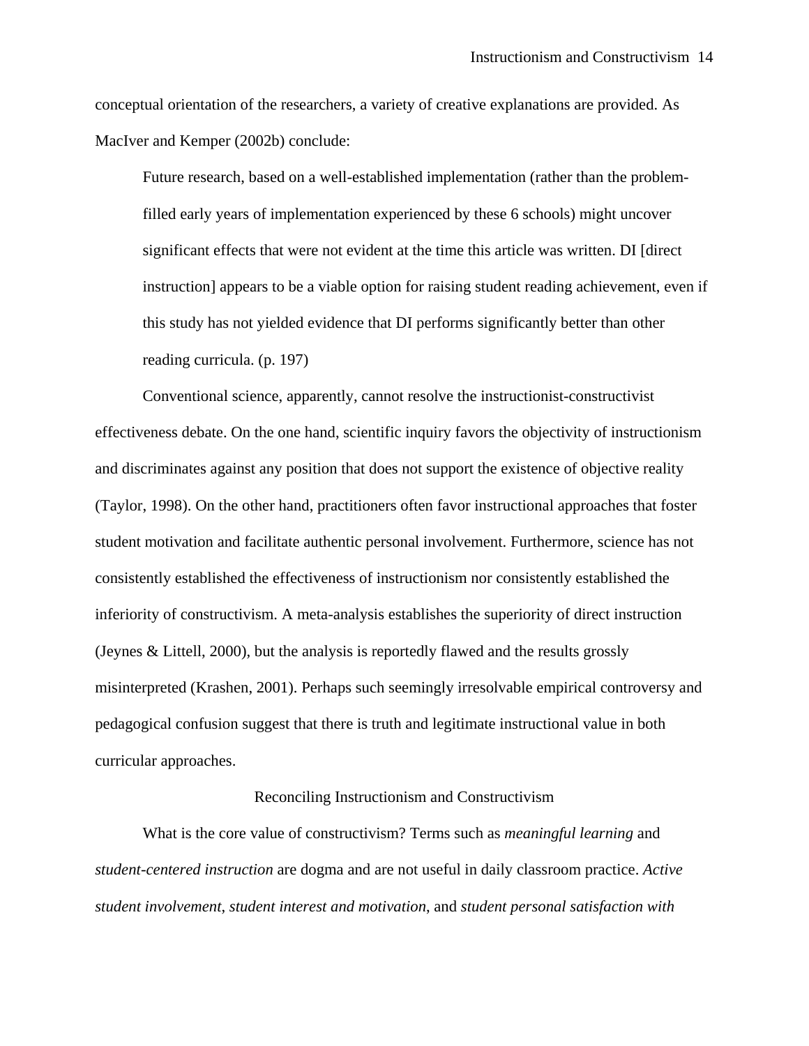conceptual orientation of the researchers, a variety of creative explanations are provided. As MacIver and Kemper (2002b) conclude:

> Future research, based on a well-established implementation (rather than the problem-filled early years of implementation experienced by these 6 schools) might uncover significant effects that were not evident at the time this article was written. DI [direct instruction] appears to be a viable option for raising student reading achievement, even if this study has not yielded evidence that DI performs significantly better than other reading curricula. (p. 197)

Conventional science, apparently, cannot resolve the instructionist-constructivist effectiveness debate. On the one hand, scientific inquiry favors the objectivity of instructionism and discriminates against any position that does not support the existence of objective reality (Taylor, 1998). On the other hand, practitioners often favor instructional approaches that foster student motivation and facilitate authentic personal involvement. Furthermore, science has not consistently established the effectiveness of instructionism nor consistently established the inferiority of constructivism. A meta-analysis establishes the superiority of direct instruction (Jeynes & Littell, 2000), but the analysis is reportedly flawed and the results grossly misinterpreted (Krashen, 2001). Perhaps such seemingly irresolvable empirical controversy and pedagogical confusion suggest that there is truth and legitimate instructional value in both curricular approaches.

## Reconciling Instructionism and Constructivism

What is the core value of constructivism? Terms such as *meaningful learning* and *student-centered instruction* are dogma and are not useful in daily classroom practice. *Active student involvement*, *student interest and motivation*, and *student personal satisfaction with*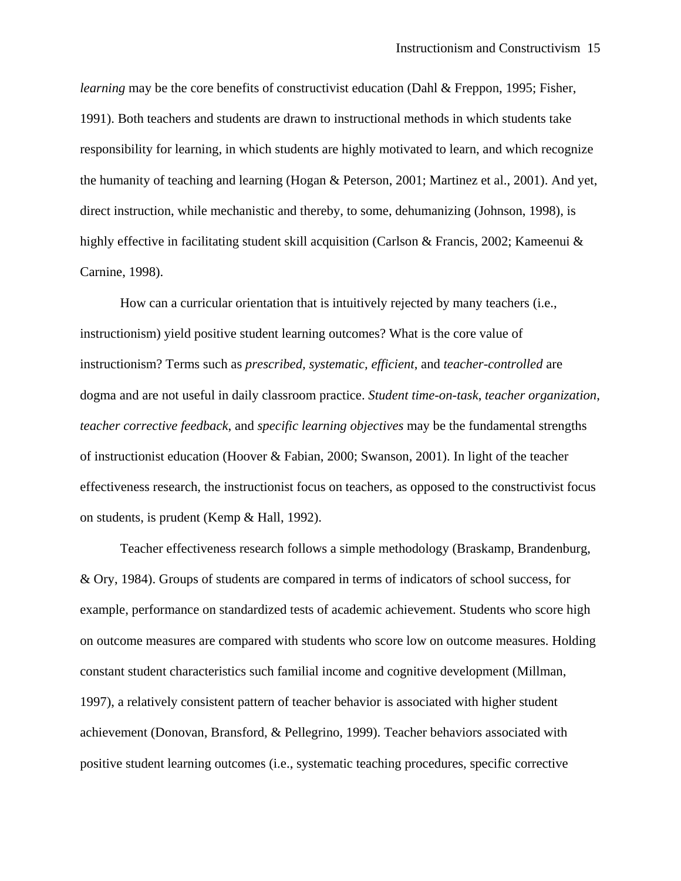*learning* may be the core benefits of constructivist education (Dahl & Freppon, 1995; Fisher, 1991). Both teachers and students are drawn to instructional methods in which students take responsibility for learning, in which students are highly motivated to learn, and which recognize the humanity of teaching and learning (Hogan & Peterson, 2001; Martinez et al., 2001). And yet, direct instruction, while mechanistic and thereby, to some, dehumanizing (Johnson, 1998), is highly effective in facilitating student skill acquisition (Carlson & Francis, 2002; Kameenui & Carnine, 1998).

How can a curricular orientation that is intuitively rejected by many teachers (i.e., instructionism) yield positive student learning outcomes? What is the core value of instructionism? Terms such as *prescribed, systematic, efficient*, and *teacher-controlled* are dogma and are not useful in daily classroom practice. *Student time-on-task*, *teacher organization*, *teacher corrective feedback*, and *specific learning objectives* may be the fundamental strengths of instructionist education (Hoover & Fabian, 2000; Swanson, 2001). In light of the teacher effectiveness research, the instructionist focus on teachers, as opposed to the constructivist focus on students, is prudent (Kemp & Hall, 1992).

Teacher effectiveness research follows a simple methodology (Braskamp, Brandenburg, & Ory, 1984). Groups of students are compared in terms of indicators of school success, for example, performance on standardized tests of academic achievement. Students who score high on outcome measures are compared with students who score low on outcome measures. Holding constant student characteristics such familial income and cognitive development (Millman, 1997), a relatively consistent pattern of teacher behavior is associated with higher student achievement (Donovan, Bransford, & Pellegrino, 1999). Teacher behaviors associated with positive student learning outcomes (i.e., systematic teaching procedures, specific corrective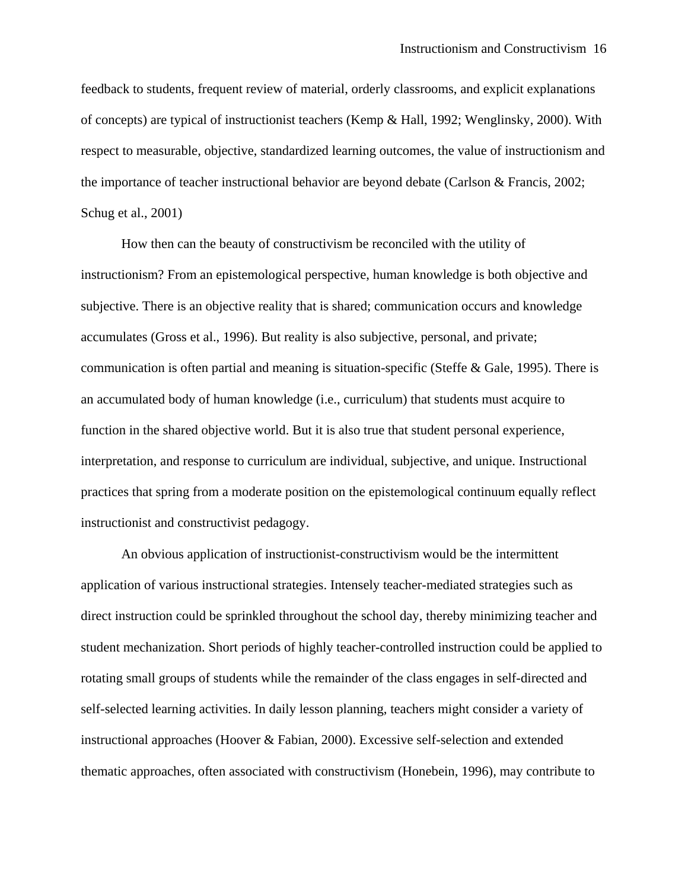feedback to students, frequent review of material, orderly classrooms, and explicit explanations of concepts) are typical of instructionist teachers (Kemp & Hall, 1992; Wenglinsky, 2000). With respect to measurable, objective, standardized learning outcomes, the value of instructionism and the importance of teacher instructional behavior are beyond debate (Carlson & Francis, 2002; Schug et al., 2001)

How then can the beauty of constructivism be reconciled with the utility of instructionism? From an epistemological perspective, human knowledge is both objective and subjective. There is an objective reality that is shared; communication occurs and knowledge accumulates (Gross et al., 1996). But reality is also subjective, personal, and private; communication is often partial and meaning is situation-specific (Steffe & Gale, 1995). There is an accumulated body of human knowledge (i.e., curriculum) that students must acquire to function in the shared objective world. But it is also true that student personal experience, interpretation, and response to curriculum are individual, subjective, and unique. Instructional practices that spring from a moderate position on the epistemological continuum equally reflect instructionist and constructivist pedagogy.

An obvious application of instructionist-constructivism would be the intermittent application of various instructional strategies. Intensely teacher-mediated strategies such as direct instruction could be sprinkled throughout the school day, thereby minimizing teacher and student mechanization. Short periods of highly teacher-controlled instruction could be applied to rotating small groups of students while the remainder of the class engages in self-directed and self-selected learning activities. In daily lesson planning, teachers might consider a variety of instructional approaches (Hoover & Fabian, 2000). Excessive self-selection and extended thematic approaches, often associated with constructivism (Honebein, 1996), may contribute to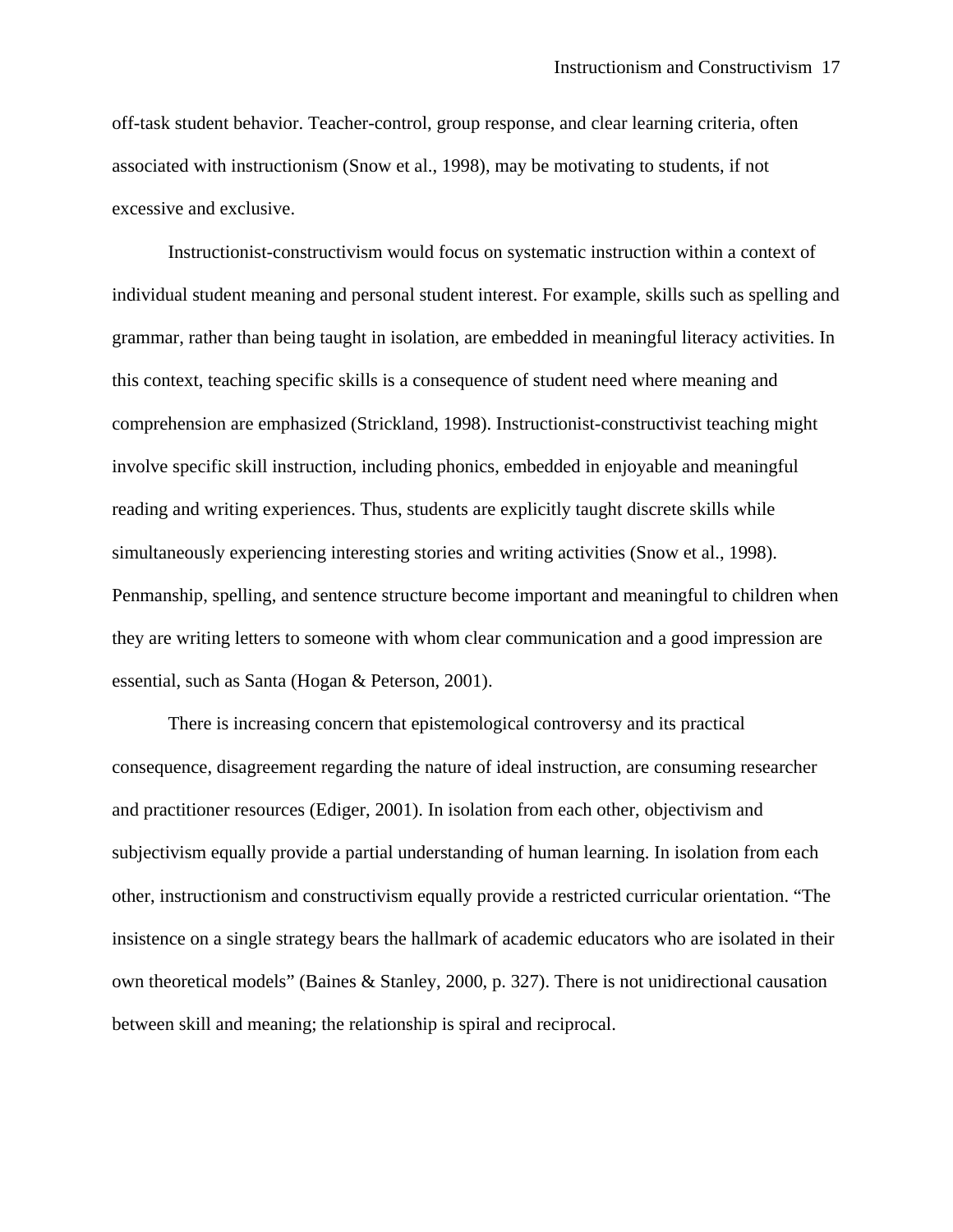off-task student behavior. Teacher-control, group response, and clear learning criteria, often associated with instructionism (Snow et al., 1998), may be motivating to students, if not excessive and exclusive.

Instructionist-constructivism would focus on systematic instruction within a context of individual student meaning and personal student interest. For example, skills such as spelling and grammar, rather than being taught in isolation, are embedded in meaningful literacy activities. In this context, teaching specific skills is a consequence of student need where meaning and comprehension are emphasized (Strickland, 1998). Instructionist-constructivist teaching might involve specific skill instruction, including phonics, embedded in enjoyable and meaningful reading and writing experiences. Thus, students are explicitly taught discrete skills while simultaneously experiencing interesting stories and writing activities (Snow et al., 1998). Penmanship, spelling, and sentence structure become important and meaningful to children when they are writing letters to someone with whom clear communication and a good impression are essential, such as Santa (Hogan & Peterson, 2001).

There is increasing concern that epistemological controversy and its practical consequence, disagreement regarding the nature of ideal instruction, are consuming researcher and practitioner resources (Ediger, 2001). In isolation from each other, objectivism and subjectivism equally provide a partial understanding of human learning. In isolation from each other, instructionism and constructivism equally provide a restricted curricular orientation. “The insistence on a single strategy bears the hallmark of academic educators who are isolated in their own theoretical models” (Baines & Stanley, 2000, p. 327). There is not unidirectional causation between skill and meaning; the relationship is spiral and reciprocal.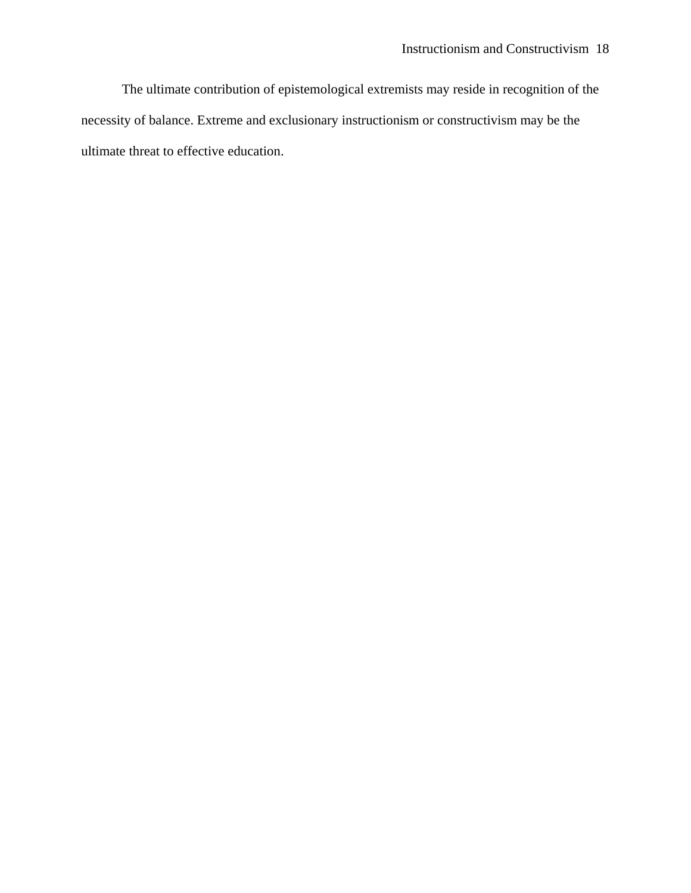The ultimate contribution of epistemological extremists may reside in recognition of the necessity of balance. Extreme and exclusionary instructionism or constructivism may be the ultimate threat to effective education.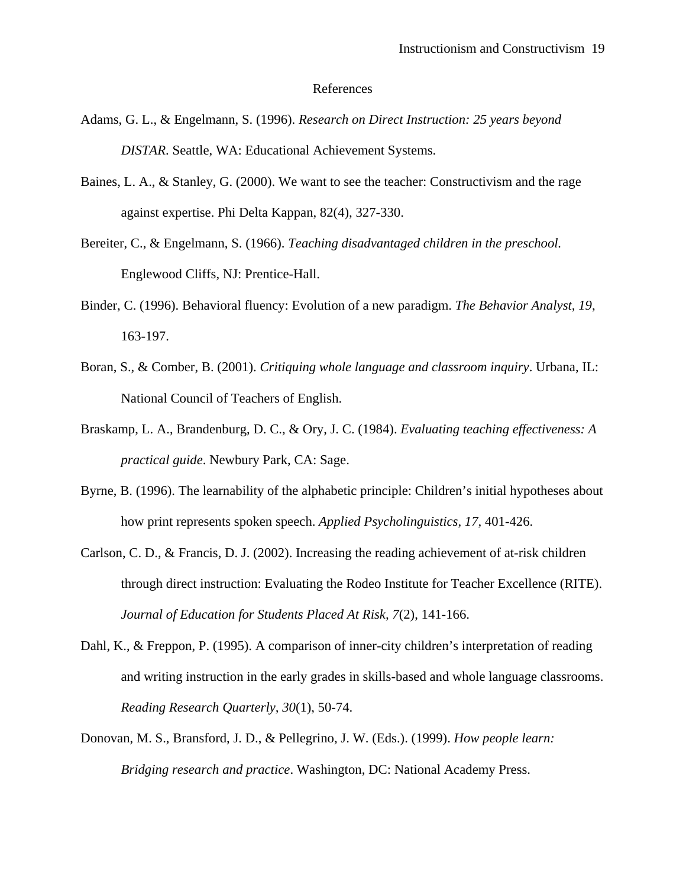# References

Adams, G. L., & Engelmann, S. (1996). *Research on Direct Instruction: 25 years beyond DISTAR*. Seattle, WA: Educational Achievement Systems.

Baines, L. A., & Stanley, G. (2000). We want to see the teacher: Constructivism and the rage against expertise. Phi Delta Kappan, 82(4), 327-330.

Bereiter, C., & Engelmann, S. (1966). *Teaching disadvantaged children in the preschool.* Englewood Cliffs, NJ: Prentice-Hall.

Binder, C. (1996). Behavioral fluency: Evolution of a new paradigm. *The Behavior Analyst, 19*, 163-197.

Boran, S., & Comber, B. (2001). *Critiquing whole language and classroom inquiry*. Urbana, IL: National Council of Teachers of English.

Braskamp, L. A., Brandenburg, D. C., & Ory, J. C. (1984). *Evaluating teaching effectiveness: A practical guide*. Newbury Park, CA: Sage.

Byrne, B. (1996). The learnability of the alphabetic principle: Children's initial hypotheses about how print represents spoken speech. *Applied Psycholinguistics, 17*, 401-426.

Carlson, C. D., & Francis, D. J. (2002). Increasing the reading achievement of at-risk children through direct instruction: Evaluating the Rodeo Institute for Teacher Excellence (RITE). *Journal of Education for Students Placed At Risk, 7*(2), 141-166.

Dahl, K., & Freppon, P. (1995). A comparison of inner-city children's interpretation of reading and writing instruction in the early grades in skills-based and whole language classrooms. *Reading Research Quarterly, 30*(1), 50-74.

Donovan, M. S., Bransford, J. D., & Pellegrino, J. W. (Eds.). (1999). *How people learn: Bridging research and practice*. Washington, DC: National Academy Press.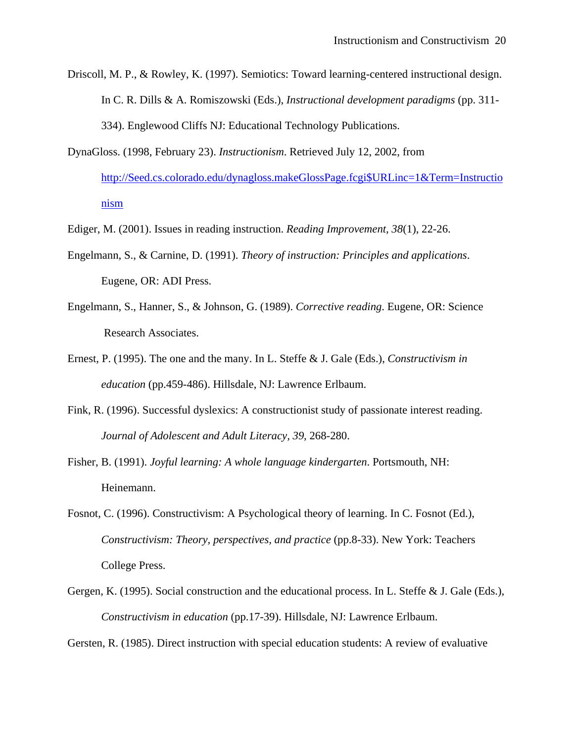Driscoll, M. P., & Rowley, K. (1997). Semiotics: Toward learning-centered instructional design. In C. R. Dills & A. Romiszowski (Eds.), *Instructional development paradigms* (pp. 311-334). Englewood Cliffs NJ: Educational Technology Publications.

DynaGloss. (1998, February 23). *Instructionism*. Retrieved July 12, 2002, from http://Seed.cs.colorado.edu/dynagloss.makeGlossPage.fcgi$URLinc=1&Term=Instructionism

Ediger, M. (2001). Issues in reading instruction. *Reading Improvement, 38*(1), 22-26.

Engelmann, S., & Carnine, D. (1991). *Theory of instruction: Principles and applications*. Eugene, OR: ADI Press.

Engelmann, S., Hanner, S., & Johnson, G. (1989). *Corrective reading*. Eugene, OR: Science Research Associates.

Ernest, P. (1995). The one and the many. In L. Steffe & J. Gale (Eds.), *Constructivism in education* (pp.459-486). Hillsdale, NJ: Lawrence Erlbaum.

Fink, R. (1996). Successful dyslexics: A constructionist study of passionate interest reading. *Journal of Adolescent and Adult Literacy, 39*, 268-280.

Fisher, B. (1991). *Joyful learning: A whole language kindergarten*. Portsmouth, NH: Heinemann.

Fosnot, C. (1996). Constructivism: A Psychological theory of learning. In C. Fosnot (Ed.), *Constructivism: Theory, perspectives, and practice* (pp.8-33). New York: Teachers College Press.

Gergen, K. (1995). Social construction and the educational process. In L. Steffe & J. Gale (Eds.), *Constructivism in education* (pp.17-39). Hillsdale, NJ: Lawrence Erlbaum.

Gersten, R. (1985). Direct instruction with special education students: A review of evaluative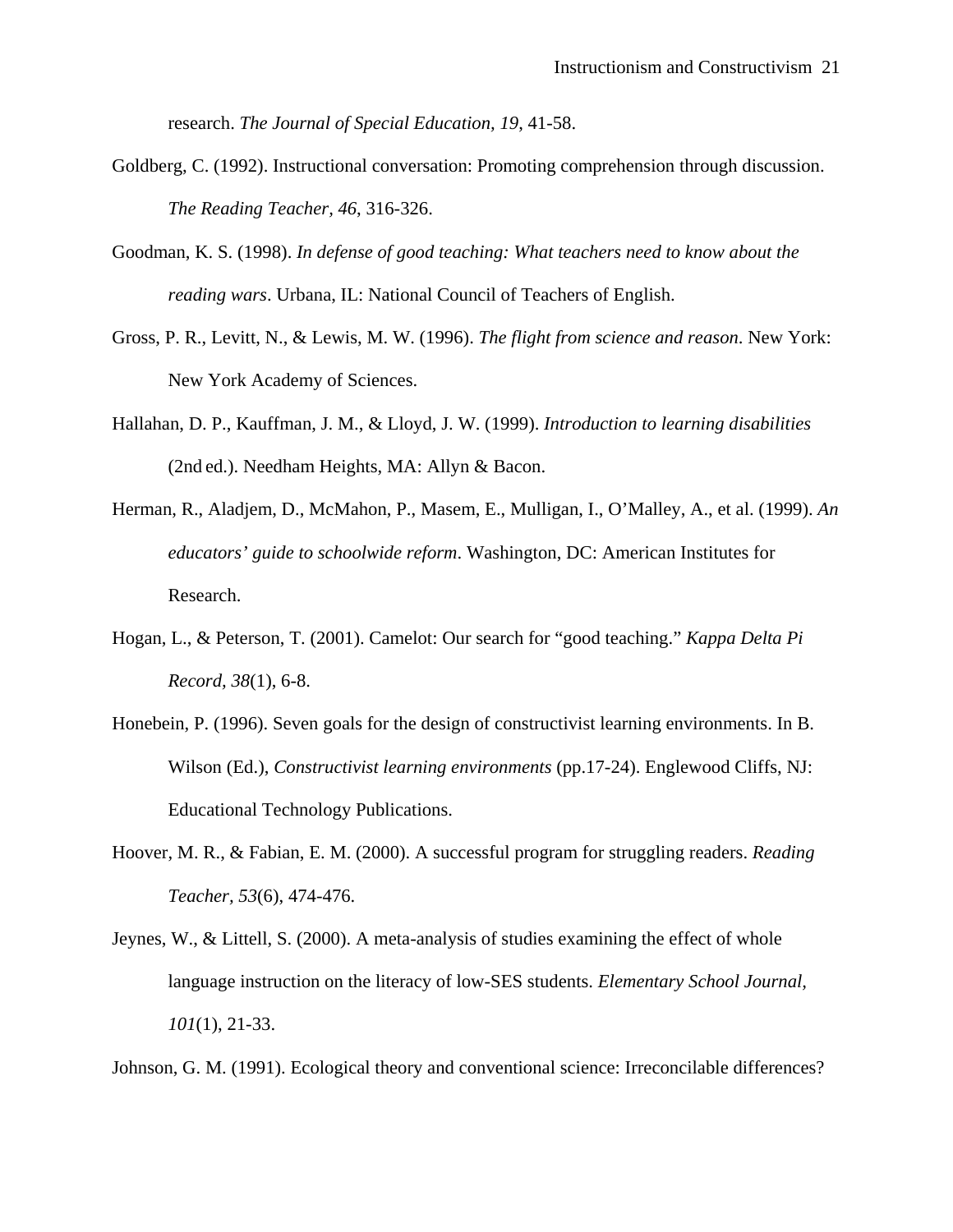research. *The Journal of Special Education, 19*, 41-58.

Goldberg, C. (1992). Instructional conversation: Promoting comprehension through discussion. *The Reading Teacher, 46*, 316-326.

Goodman, K. S. (1998). *In defense of good teaching: What teachers need to know about the reading wars*. Urbana, IL: National Council of Teachers of English.

Gross, P. R., Levitt, N., & Lewis, M. W. (1996). *The flight from science and reason*. New York: New York Academy of Sciences.

Hallahan, D. P., Kauffman, J. M., & Lloyd, J. W. (1999). *Introduction to learning disabilities* (2nd ed.). Needham Heights, MA: Allyn & Bacon.

Herman, R., Aladjem, D., McMahon, P., Masem, E., Mulligan, I., O'Malley, A., et al. (1999). *An educators' guide to schoolwide reform*. Washington, DC: American Institutes for Research.

Hogan, L., & Peterson, T. (2001). Camelot: Our search for "good teaching." *Kappa Delta Pi Record, 38*(1), 6-8.

Honebein, P. (1996). Seven goals for the design of constructivist learning environments. In B. Wilson (Ed.), *Constructivist learning environments* (pp.17-24). Englewood Cliffs, NJ: Educational Technology Publications.

Hoover, M. R., & Fabian, E. M. (2000). A successful program for struggling readers. *Reading Teacher, 53*(6), 474-476.

Jeynes, W., & Littell, S. (2000). A meta-analysis of studies examining the effect of whole language instruction on the literacy of low-SES students. *Elementary School Journal, 101*(1), 21-33.

Johnson, G. M. (1991). Ecological theory and conventional science: Irreconcilable differences?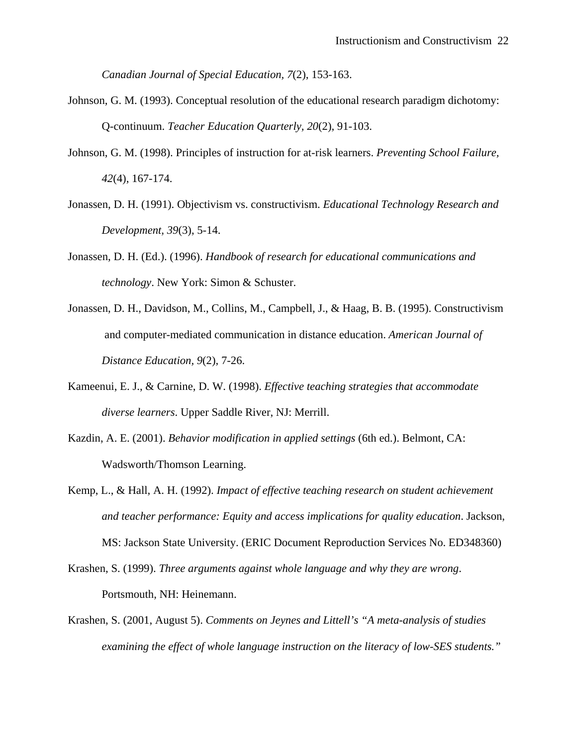*Canadian Journal of Special Education, 7*(2), 153-163.

Johnson, G. M. (1993). Conceptual resolution of the educational research paradigm dichotomy: Q-continuum. *Teacher Education Quarterly, 20*(2), 91-103.

Johnson, G. M. (1998). Principles of instruction for at-risk learners. *Preventing School Failure, 42*(4), 167-174.

Jonassen, D. H. (1991). Objectivism vs. constructivism. *Educational Technology Research and Development, 39*(3), 5-14.

Jonassen, D. H. (Ed.). (1996). *Handbook of research for educational communications and technology*. New York: Simon & Schuster.

Jonassen, D. H., Davidson, M., Collins, M., Campbell, J., & Haag, B. B. (1995). Constructivism and computer-mediated communication in distance education. *American Journal of Distance Education, 9*(2), 7-26.

Kameenui, E. J., & Carnine, D. W. (1998). *Effective teaching strategies that accommodate diverse learners*. Upper Saddle River, NJ: Merrill.

Kazdin, A. E. (2001). *Behavior modification in applied settings* (6th ed.). Belmont, CA: Wadsworth/Thomson Learning.

Kemp, L., & Hall, A. H. (1992). *Impact of effective teaching research on student achievement and teacher performance: Equity and access implications for quality education*. Jackson, MS: Jackson State University. (ERIC Document Reproduction Services No. ED348360)

Krashen, S. (1999). *Three arguments against whole language and why they are wrong*. Portsmouth, NH: Heinemann.

Krashen, S. (2001, August 5). *Comments on Jeynes and Littell's "A meta-analysis of studies examining the effect of whole language instruction on the literacy of low-SES students."*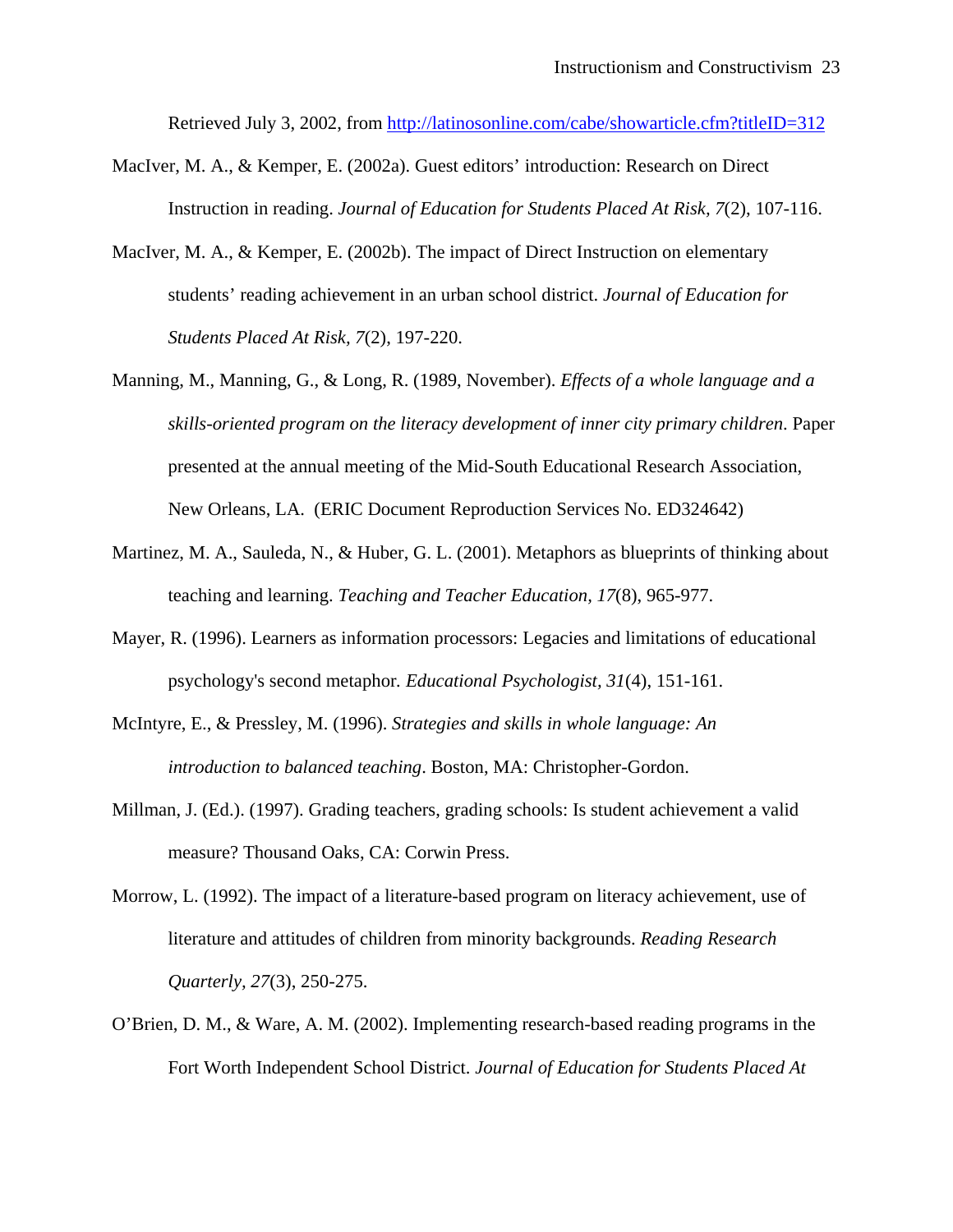Retrieved July 3, 2002, from http://latinosonline.com/cabe/showarticle.cfm?titleID=312

MacIver, M. A., & Kemper, E. (2002a). Guest editors' introduction: Research on Direct Instruction in reading. *Journal of Education for Students Placed At Risk, 7*(2), 107-116.

MacIver, M. A., & Kemper, E. (2002b). The impact of Direct Instruction on elementary students' reading achievement in an urban school district. *Journal of Education for Students Placed At Risk, 7*(2), 197-220.

Manning, M., Manning, G., & Long, R. (1989, November). *Effects of a whole language and a skills-oriented program on the literacy development of inner city primary children*. Paper presented at the annual meeting of the Mid-South Educational Research Association, New Orleans, LA. (ERIC Document Reproduction Services No. ED324642)

Martinez, M. A., Sauleda, N., & Huber, G. L. (2001). Metaphors as blueprints of thinking about teaching and learning. *Teaching and Teacher Education, 17*(8), 965-977.

Mayer, R. (1996). Learners as information processors: Legacies and limitations of educational psychology's second metaphor. *Educational Psychologist, 31*(4), 151-161.

McIntyre, E., & Pressley, M. (1996). *Strategies and skills in whole language: An introduction to balanced teaching*. Boston, MA: Christopher-Gordon.

Millman, J. (Ed.). (1997). Grading teachers, grading schools: Is student achievement a valid measure? Thousand Oaks, CA: Corwin Press.

Morrow, L. (1992). The impact of a literature-based program on literacy achievement, use of literature and attitudes of children from minority backgrounds. *Reading Research Quarterly, 27*(3), 250-275.

O'Brien, D. M., & Ware, A. M. (2002). Implementing research-based reading programs in the Fort Worth Independent School District. *Journal of Education for Students Placed At*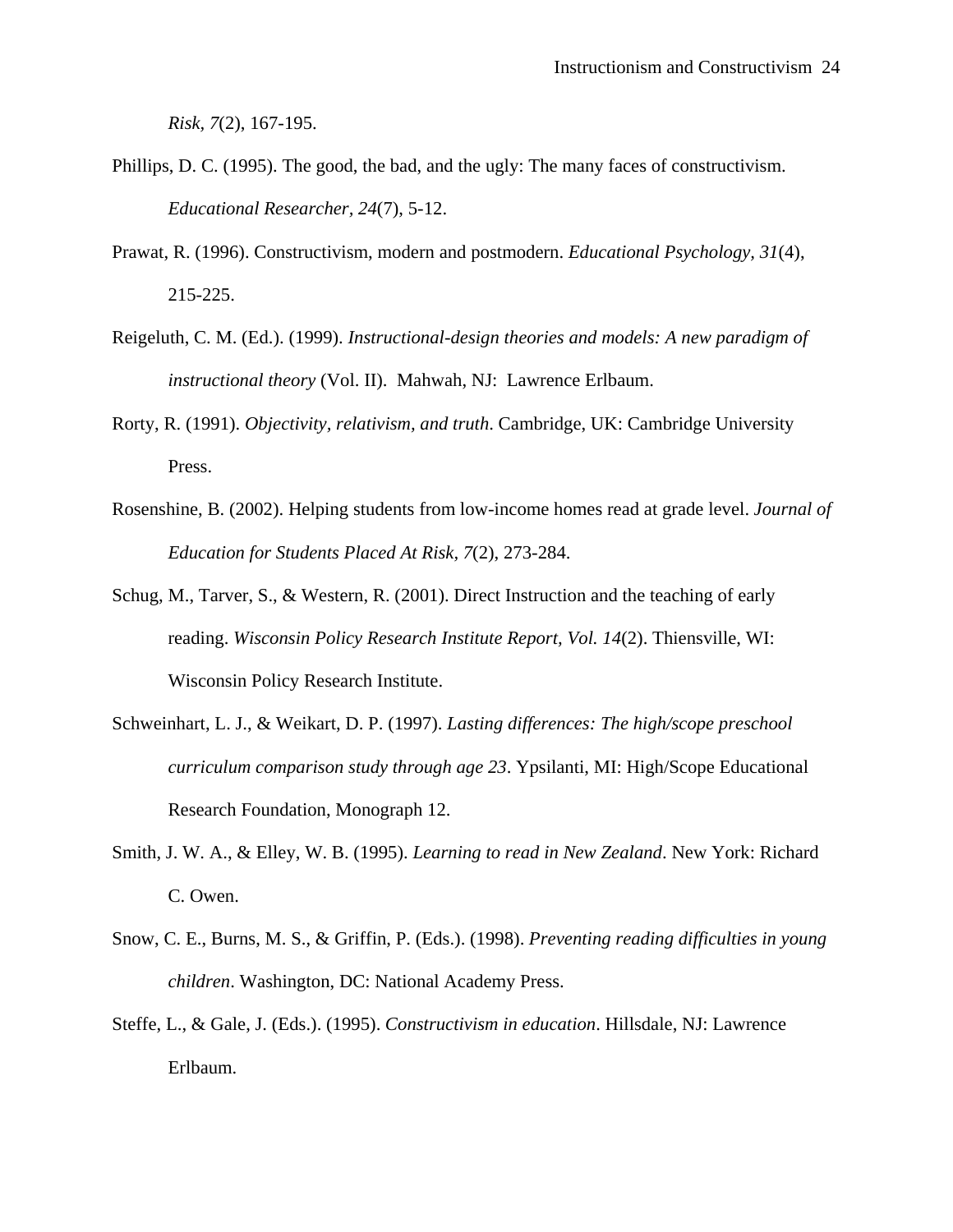*Risk, 7*(2), 167-195.

Phillips, D. C. (1995). The good, the bad, and the ugly: The many faces of constructivism. *Educational Researcher, 24*(7), 5-12.

Prawat, R. (1996). Constructivism, modern and postmodern. *Educational Psychology, 31*(4), 215-225.

Reigeluth, C. M. (Ed.). (1999). *Instructional-design theories and models: A new paradigm of instructional theory* (Vol. II). Mahwah, NJ: Lawrence Erlbaum.

Rorty, R. (1991). *Objectivity, relativism, and truth*. Cambridge, UK: Cambridge University Press.

Rosenshine, B. (2002). Helping students from low-income homes read at grade level. *Journal of Education for Students Placed At Risk, 7*(2), 273-284.

Schug, M., Tarver, S., & Western, R. (2001). Direct Instruction and the teaching of early reading. *Wisconsin Policy Research Institute Report, Vol. 14*(2). Thiensville, WI: Wisconsin Policy Research Institute.

Schweinhart, L. J., & Weikart, D. P. (1997). *Lasting differences: The high/scope preschool curriculum comparison study through age 23*. Ypsilanti, MI: High/Scope Educational Research Foundation, Monograph 12.

Smith, J. W. A., & Elley, W. B. (1995). *Learning to read in New Zealand*. New York: Richard C. Owen.

Snow, C. E., Burns, M. S., & Griffin, P. (Eds.). (1998). *Preventing reading difficulties in young children*. Washington, DC: National Academy Press.

Steffe, L., & Gale, J. (Eds.). (1995). *Constructivism in education*. Hillsdale, NJ: Lawrence Erlbaum.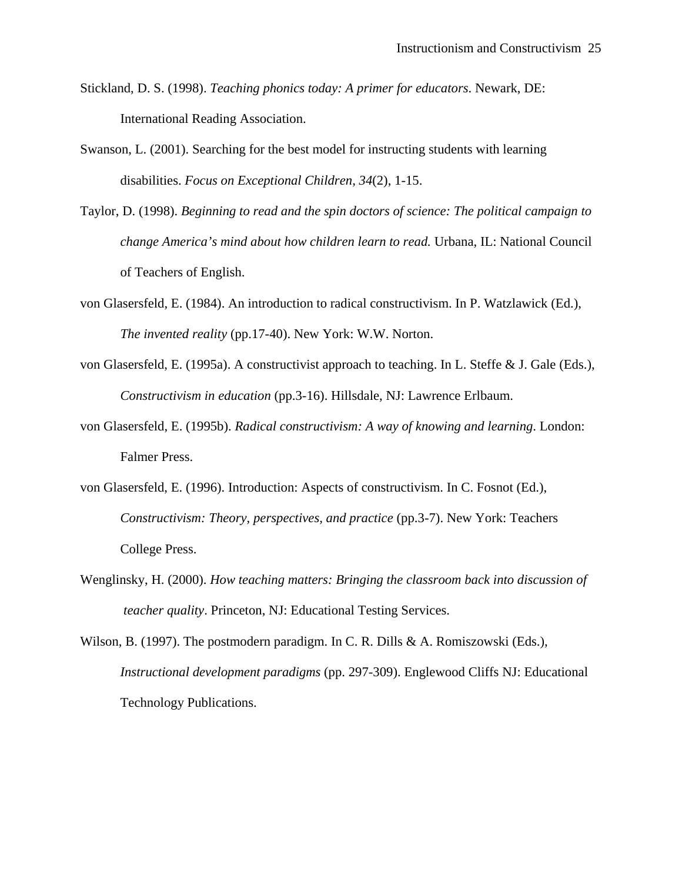Stickland, D. S. (1998). *Teaching phonics today: A primer for educators*. Newark, DE: International Reading Association.

Swanson, L. (2001). Searching for the best model for instructing students with learning disabilities. *Focus on Exceptional Children, 34*(2), 1-15.

Taylor, D. (1998). *Beginning to read and the spin doctors of science: The political campaign to change America's mind about how children learn to read.* Urbana, IL: National Council of Teachers of English.

von Glasersfeld, E. (1984). An introduction to radical constructivism. In P. Watzlawick (Ed.), *The invented reality* (pp.17-40). New York: W.W. Norton.

von Glasersfeld, E. (1995a). A constructivist approach to teaching. In L. Steffe & J. Gale (Eds.), *Constructivism in education* (pp.3-16). Hillsdale, NJ: Lawrence Erlbaum.

von Glasersfeld, E. (1995b). *Radical constructivism: A way of knowing and learning*. London: Falmer Press.

von Glasersfeld, E. (1996). Introduction: Aspects of constructivism. In C. Fosnot (Ed.), *Constructivism: Theory, perspectives, and practice* (pp.3-7). New York: Teachers College Press.

Wenglinsky, H. (2000). *How teaching matters: Bringing the classroom back into discussion of teacher quality*. Princeton, NJ: Educational Testing Services.

Wilson, B. (1997). The postmodern paradigm. In C. R. Dills & A. Romiszowski (Eds.), *Instructional development paradigms* (pp. 297-309). Englewood Cliffs NJ: Educational Technology Publications.